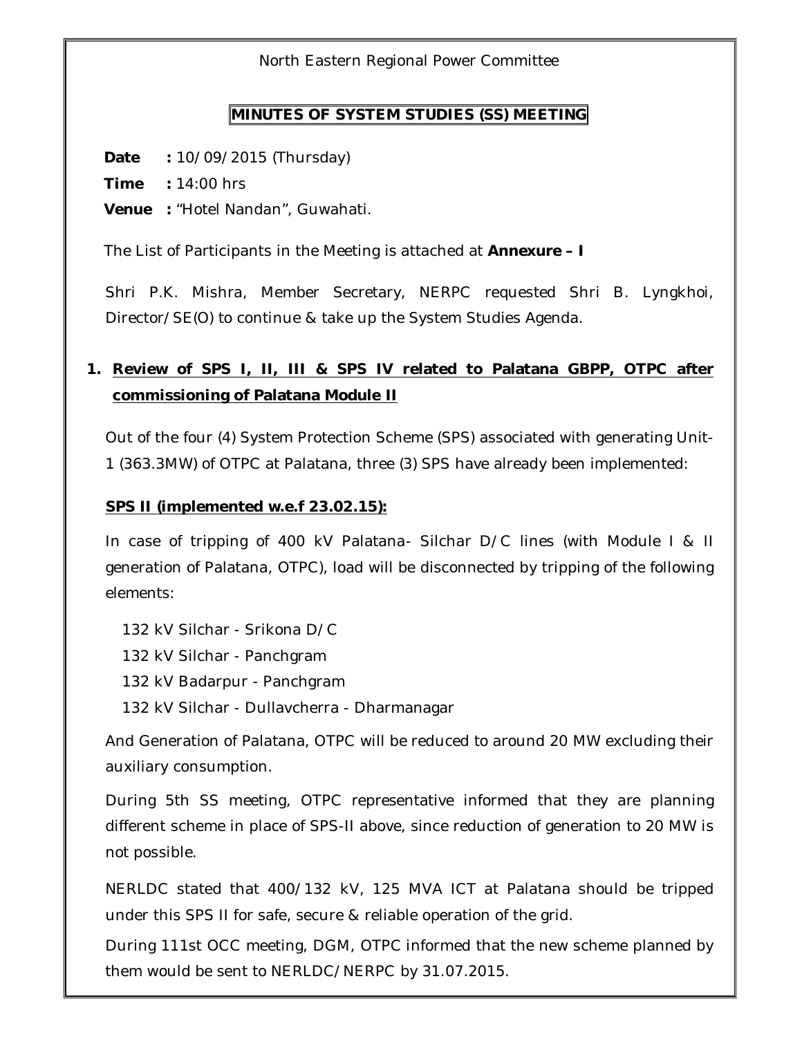North Eastern Regional Power Committee

## MINUTES OF SYSTEM STUDIES (SS) MEETING

**Date** **:** 10/09/2015 (Thursday)

**Time** **:** 14:00 hrs

**Venue** **:** "Hotel Nandan", Guwahati.

The List of Participants in the Meeting is attached at **Annexure – I**

Shri P.K. Mishra, Member Secretary, NERPC requested Shri B. Lyngkhoi, Director/SE(O) to continue & take up the System Studies Agenda.

## 1. Review of SPS I, II, III & SPS IV related to Palatana GBPP, OTPC after commissioning of Palatana Module II

Out of the four (4) System Protection Scheme (SPS) associated with generating Unit-1 (363.3MW) of OTPC at Palatana, three (3) SPS have already been implemented:

**SPS II (implemented w.e.f 23.02.15):**

In case of tripping of 400 kV Palatana- Silchar D/C lines (with Module I & II generation of Palatana, OTPC), load will be disconnected by tripping of the following elements:

- 132 kV Silchar - Srikona D/C
- 132 kV Silchar - Panchgram
- 132 kV Badarpur - Panchgram
- 132 kV Silchar - Dullavcherra - Dharmanagar

And Generation of Palatana, OTPC will be reduced to around 20 MW excluding their auxiliary consumption.

During 5th SS meeting, OTPC representative informed that they are planning different scheme in place of SPS-II above, since reduction of generation to 20 MW is not possible.

NERLDC stated that 400/132 kV, 125 MVA ICT at Palatana should be tripped under this SPS II for safe, secure & reliable operation of the grid.

During 111st OCC meeting, DGM, OTPC informed that the new scheme planned by them would be sent to NERLDC/NERPC by 31.07.2015.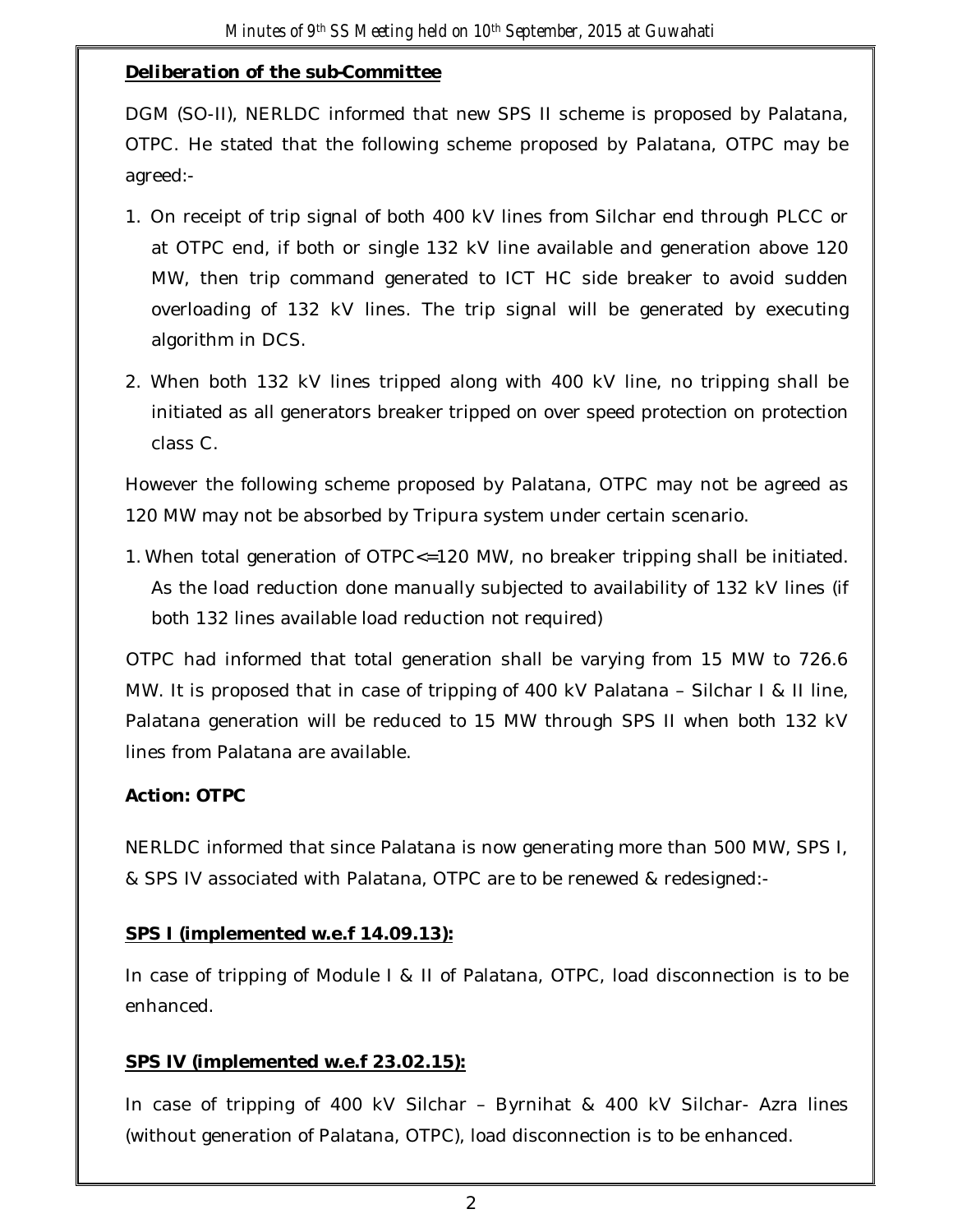**Deliberation of the sub-Committee**

DGM (SO-II), NERLDC informed that new SPS II scheme is proposed by Palatana, OTPC. He stated that the following scheme proposed by Palatana, OTPC may be agreed:-

1. On receipt of trip signal of both 400 kV lines from Silchar end through PLCC or at OTPC end, if both or single 132 kV line available and generation above 120 MW, then trip command generated to ICT HC side breaker to avoid sudden overloading of 132 kV lines. The trip signal will be generated by executing algorithm in DCS.
2. When both 132 kV lines tripped along with 400 kV line, no tripping shall be initiated as all generators breaker tripped on over speed protection on protection class C.

However the following scheme proposed by Palatana, OTPC may not be agreed as 120 MW may not be absorbed by Tripura system under certain scenario.

1. When total generation of OTPC<=120 MW, no breaker tripping shall be initiated. As the load reduction done manually subjected to availability of 132 kV lines (if both 132 lines available load reduction not required)

OTPC had informed that total generation shall be varying from 15 MW to 726.6 MW. It is proposed that in case of tripping of 400 kV Palatana – Silchar I & II line, Palatana generation will be reduced to 15 MW through SPS II when both 132 kV lines from Palatana are available.

**Action: OTPC**

NERLDC informed that since Palatana is now generating more than 500 MW, SPS I, & SPS IV associated with Palatana, OTPC are to be renewed & redesigned:-

**SPS I (implemented w.e.f 14.09.13):**

In case of tripping of Module I & II of Palatana, OTPC, load disconnection is to be enhanced.

**SPS IV (implemented w.e.f 23.02.15):**

In case of tripping of 400 kV Silchar – Byrnihat & 400 kV Silchar- Azra lines (without generation of Palatana, OTPC), load disconnection is to be enhanced.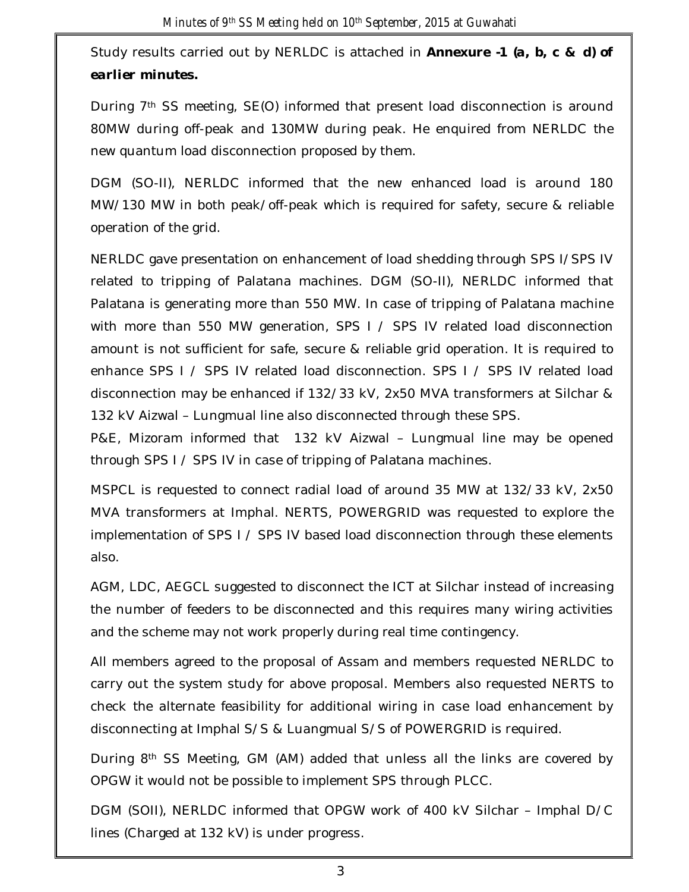Study results carried out by NERLDC is attached in **Annexure -1 (a, b, c & d) of *earlier minutes.***

During 7th SS meeting, SE(O) informed that present load disconnection is around 80MW during off-peak and 130MW during peak. He enquired from NERLDC the new quantum load disconnection proposed by them.

DGM (SO-II), NERLDC informed that the new enhanced load is around 180 MW/130 MW in both peak/off-peak which is required for safety, secure & reliable operation of the grid.

NERLDC gave presentation on enhancement of load shedding through SPS I/SPS IV related to tripping of Palatana machines. DGM (SO-II), NERLDC informed that Palatana is generating more than 550 MW. In case of tripping of Palatana machine with more than 550 MW generation, SPS I / SPS IV related load disconnection amount is not sufficient for safe, secure & reliable grid operation. It is required to enhance SPS I / SPS IV related load disconnection. SPS I / SPS IV related load disconnection may be enhanced if 132/33 kV, 2x50 MVA transformers at Silchar & 132 kV Aizwal – Lungmual line also disconnected through these SPS.

P&E, Mizoram informed that 132 kV Aizwal – Lungmual line may be opened through SPS I / SPS IV in case of tripping of Palatana machines.

MSPCL is requested to connect radial load of around 35 MW at 132/33 kV, 2x50 MVA transformers at Imphal. NERTS, POWERGRID was requested to explore the implementation of SPS I / SPS IV based load disconnection through these elements also.

AGM, LDC, AEGCL suggested to disconnect the ICT at Silchar instead of increasing the number of feeders to be disconnected and this requires many wiring activities and the scheme may not work properly during real time contingency.

All members agreed to the proposal of Assam and members requested NERLDC to carry out the system study for above proposal. Members also requested NERTS to check the alternate feasibility for additional wiring in case load enhancement by disconnecting at Imphal S/S & Luangmual S/S of POWERGRID is required.

During 8th SS Meeting, GM (AM) added that unless all the links are covered by OPGW it would not be possible to implement SPS through PLCC.

DGM (SOII), NERLDC informed that OPGW work of 400 kV Silchar – Imphal D/C lines (Charged at 132 kV) is under progress.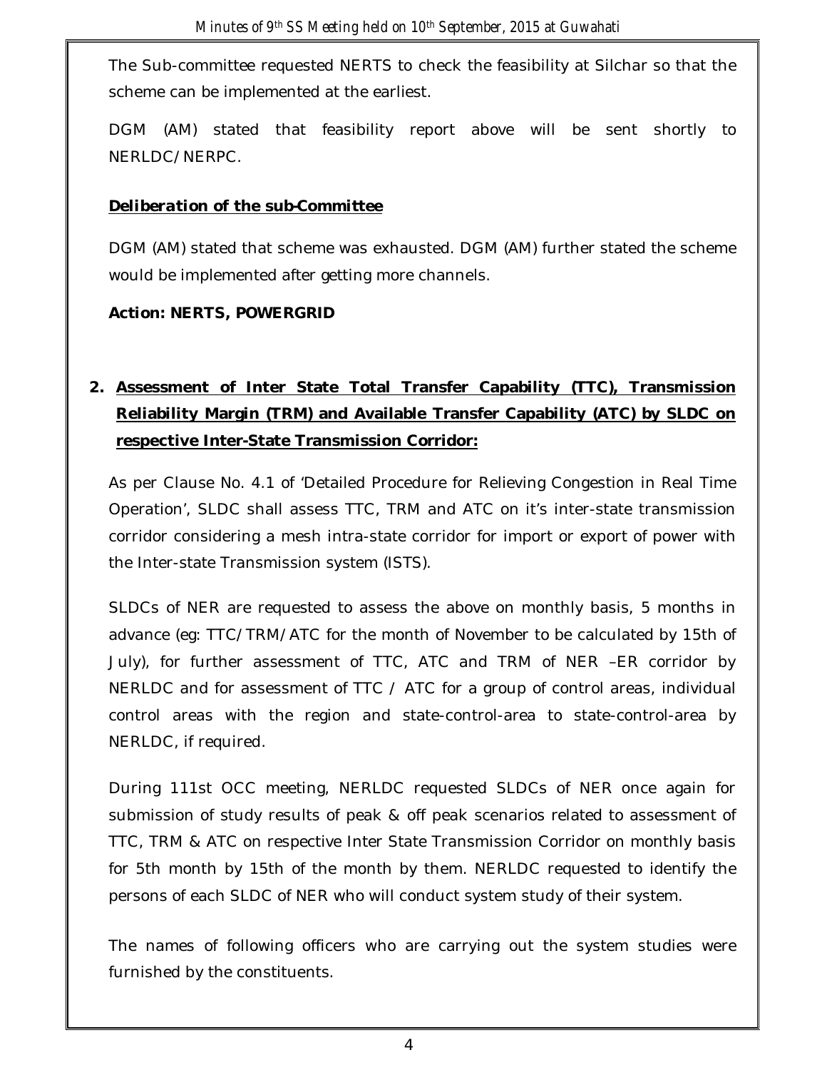The Sub-committee requested NERTS to check the feasibility at Silchar so that the scheme can be implemented at the earliest.

DGM (AM) stated that feasibility report above will be sent shortly to NERLDC/NERPC.

***Deliberation of the sub-Committee***

DGM (AM) stated that scheme was exhausted. DGM (AM) further stated the scheme would be implemented after getting more channels.

**Action: NERTS, POWERGRID**

**2. Assessment of Inter State Total Transfer Capability (TTC), Transmission Reliability Margin (TRM) and Available Transfer Capability (ATC) by SLDC on respective Inter-State Transmission Corridor:**

As per Clause No. 4.1 of 'Detailed Procedure for Relieving Congestion in Real Time Operation', SLDC shall assess TTC, TRM and ATC on it's inter-state transmission corridor considering a mesh intra-state corridor for import or export of power with the Inter-state Transmission system (ISTS).

SLDCs of NER are requested to assess the above on monthly basis, 5 months in advance (eg: TTC/TRM/ATC for the month of November to be calculated by 15th of July), for further assessment of TTC, ATC and TRM of NER –ER corridor by NERLDC and for assessment of TTC / ATC for a group of control areas, individual control areas with the region and state-control-area to state-control-area by NERLDC, if required.

During 111st OCC meeting, NERLDC requested SLDCs of NER once again for submission of study results of peak & off peak scenarios related to assessment of TTC, TRM & ATC on respective Inter State Transmission Corridor on monthly basis for 5th month by 15th of the month by them. NERLDC requested to identify the persons of each SLDC of NER who will conduct system study of their system.

The names of following officers who are carrying out the system studies were furnished by the constituents.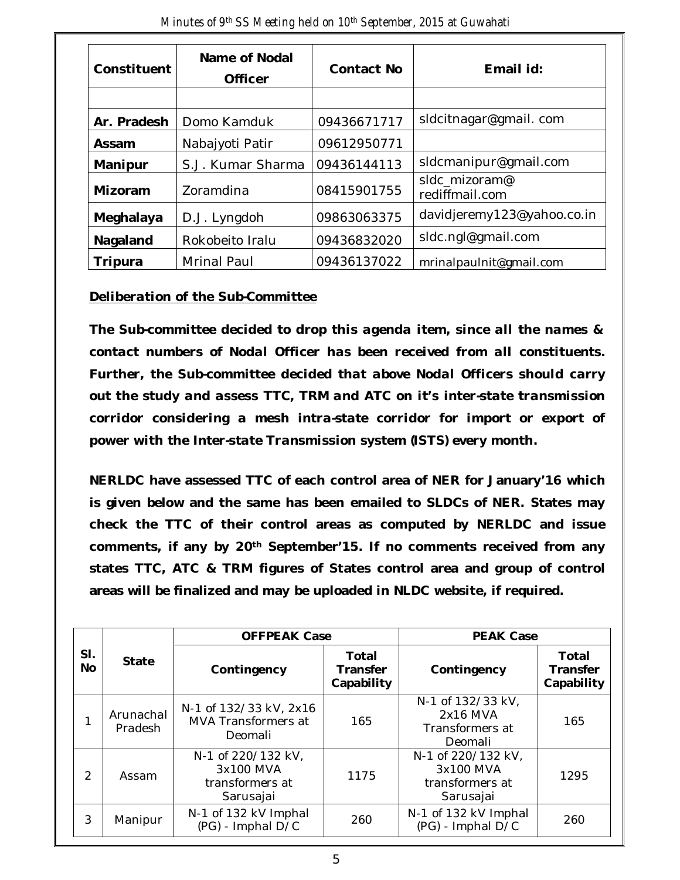| Constituent | Name of Nodal Officer | Contact No | Email id: |
|---|---|---|---|
| | | | |
| **Ar. Pradesh** | Domo Kamduk | 09436671717 | sldcitnagar@gmail. com |
| **Assam** | Nabajyoti Patir | 09612950771 | |
| **Manipur** | S.J. Kumar Sharma | 09436144113 | sldcmanipur@gmail.com |
| **Mizoram** | Zoramdina | 08415901755 | sldc_mizoram@ rediffmail.com |
| **Meghalaya** | D.J. Lyngdoh | 09863063375 | davidjeremy123@yahoo.co.in |
| **Nagaland** | Rokobeito Iralu | 09436832020 | sldc.ngl@gmail.com |
| **Tripura** | Mrinal Paul | 09436137022 | mrinalpaulnit@gmail.com |

**Deliberation of the Sub-Committee**

**The Sub-committee decided to drop this agenda item, since all the names & contact numbers of Nodal Officer has been received from all constituents. Further, the Sub-committee decided that above Nodal Officers should carry out the study and assess TTC, TRM and ATC on it's inter-state transmission corridor considering a mesh intra-state corridor for import or export of power with the Inter-state Transmission system (ISTS) every month.**

**NERLDC have assessed TTC of each control area of NER for January'16 which is given below and the same has been emailed to SLDCs of NER. States may check the TTC of their control areas as computed by NERLDC and issue comments, if any by 20th September'15. If no comments received from any states TTC, ATC & TRM figures of States control area and group of control areas will be finalized and may be uploaded in NLDC website, if required.**

| Sl. No | State | OFFPEAK Case | | PEAK Case | |
|---|---|---|---|---|---|
| | | Contingency | Total Transfer Capability | Contingency | Total Transfer Capability |
| 1 | Arunachal Pradesh | N-1 of 132/33 kV, 2x16 MVA Transformers at Deomali | 165 | N-1 of 132/33 kV, 2x16 MVA Transformers at Deomali | 165 |
| 2 | Assam | N-1 of 220/132 kV, 3x100 MVA transformers at Sarusajai | 1175 | N-1 of 220/132 kV, 3x100 MVA transformers at Sarusajai | 1295 |
| 3 | Manipur | N-1 of 132 kV Imphal (PG) - Imphal D/C | 260 | N-1 of 132 kV Imphal (PG) - Imphal D/C | 260 |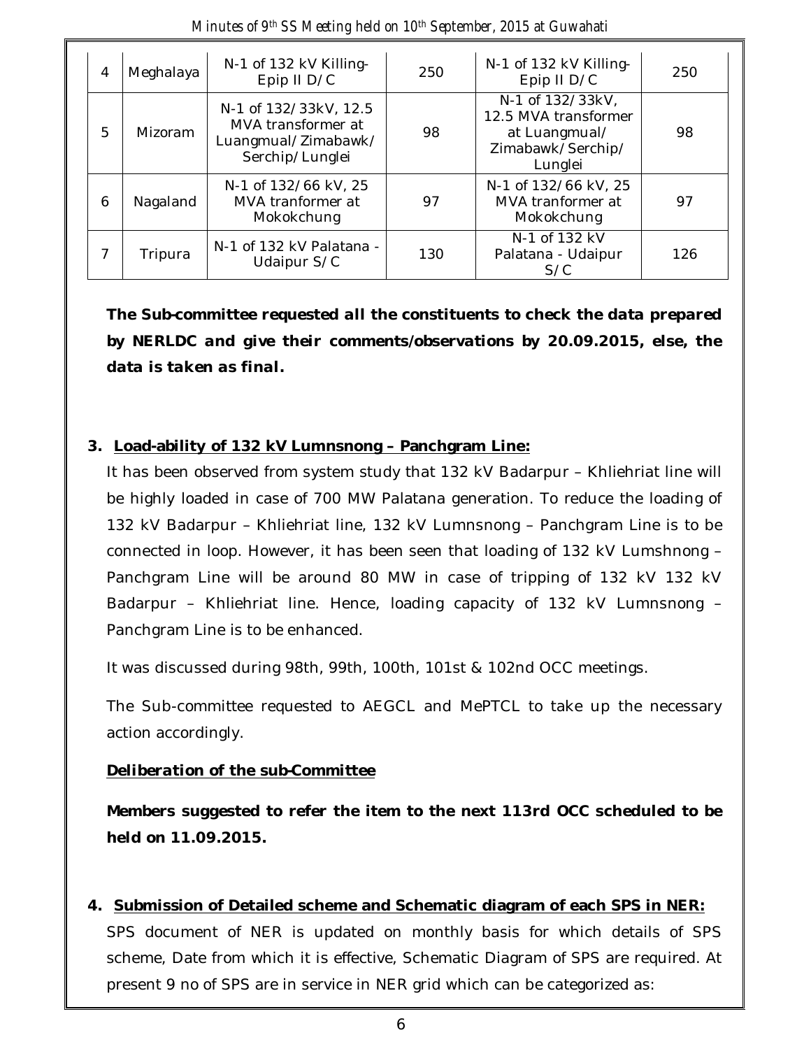| 4 | Meghalaya | N-1 of 132 kV Killing-Epip II D/C | 250 | N-1 of 132 kV Killing-Epip II D/C | 250 |
|---|---|---|---|---|---|
| 5 | Mizoram | N-1 of 132/33kV, 12.5 MVA transformer at Luangmual/Zimabawk/ Serchip/Lunglei | 98 | N-1 of 132/33kV, 12.5 MVA transformer at Luangmual/ Zimabawk/Serchip/ Lunglei | 98 |
| 6 | Nagaland | N-1 of 132/66 kV, 25 MVA tranformer at Mokokchung | 97 | N-1 of 132/66 kV, 25 MVA tranformer at Mokokchung | 97 |
| 7 | Tripura | N-1 of 132 kV Palatana - Udaipur S/C | 130 | N-1 of 132 kV Palatana - Udaipur S/C | 126 |

**The Sub-committee requested all the constituents to check the data prepared by NERLDC and give their comments/observations by 20.09.2015, else, the data is taken as final.**

**3. Load-ability of 132 kV Lumnsnong – Panchgram Line:**

It has been observed from system study that 132 kV Badarpur – Khliehriat line will be highly loaded in case of 700 MW Palatana generation. To reduce the loading of 132 kV Badarpur – Khliehriat line, 132 kV Lumnsnong – Panchgram Line is to be connected in loop. However, it has been seen that loading of 132 kV Lumshnong – Panchgram Line will be around 80 MW in case of tripping of 132 kV 132 kV Badarpur – Khliehriat line. Hence, loading capacity of 132 kV Lumnsnong – Panchgram Line is to be enhanced.

It was discussed during 98th, 99th, 100th, 101st & 102nd OCC meetings.

The Sub-committee requested to AEGCL and MePTCL to take up the necessary action accordingly.

***Deliberation of the sub-Committee***

**Members suggested to refer the item to the next 113rd OCC scheduled to be held on 11.09.2015.**

**4. Submission of Detailed scheme and Schematic diagram of each SPS in NER:**

SPS document of NER is updated on monthly basis for which details of SPS scheme, Date from which it is effective, Schematic Diagram of SPS are required. At present 9 no of SPS are in service in NER grid which can be categorized as: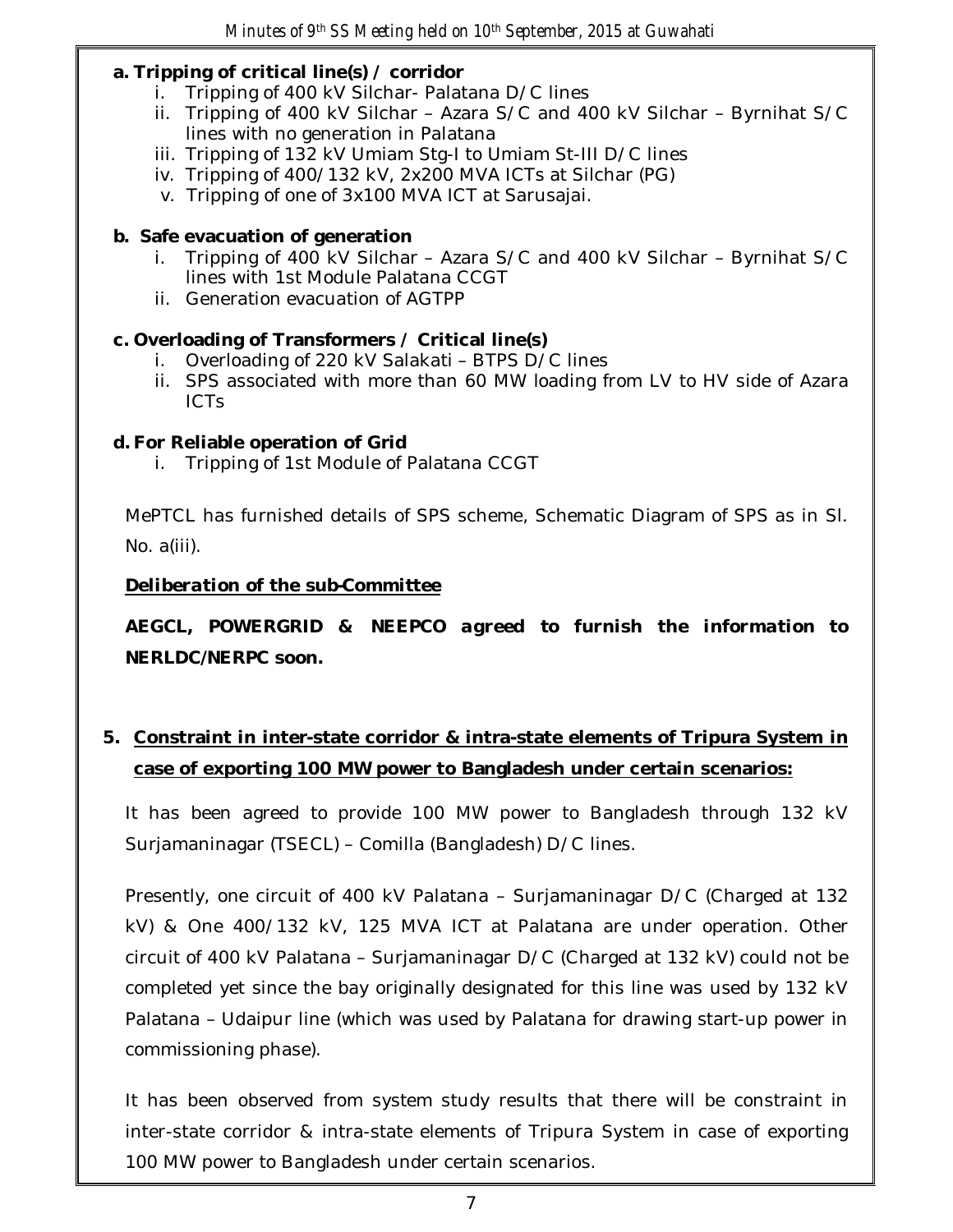**a. Tripping of critical line(s) / corridor**

i. Tripping of 400 kV Silchar- Palatana D/C lines
ii. Tripping of 400 kV Silchar – Azara S/C and 400 kV Silchar – Byrnihat S/C lines with no generation in Palatana
iii. Tripping of 132 kV Umiam Stg-I to Umiam St-III D/C lines
iv. Tripping of 400/132 kV, 2x200 MVA ICTs at Silchar (PG)
v. Tripping of one of 3x100 MVA ICT at Sarusajai.

**b. Safe evacuation of generation**

i. Tripping of 400 kV Silchar – Azara S/C and 400 kV Silchar – Byrnihat S/C lines with 1st Module Palatana CCGT
ii. Generation evacuation of AGTPP

**c. Overloading of Transformers / Critical line(s)**

i. Overloading of 220 kV Salakati – BTPS D/C lines
ii. SPS associated with more than 60 MW loading from LV to HV side of Azara ICTs

**d. For Reliable operation of Grid**

i. Tripping of 1st Module of Palatana CCGT

MePTCL has furnished details of SPS scheme, Schematic Diagram of SPS as in Sl. No. a(iii).

***Deliberation of the sub-Committee***

***AEGCL, POWERGRID & NEEPCO agreed to furnish the information to NERLDC/NERPC soon.***

**5. Constraint in inter-state corridor & intra-state elements of Tripura System in case of exporting 100 MW power to Bangladesh under certain scenarios:**

It has been agreed to provide 100 MW power to Bangladesh through 132 kV Surjamaninagar (TSECL) – Comilla (Bangladesh) D/C lines.

Presently, one circuit of 400 kV Palatana – Surjamaninagar D/C (Charged at 132 kV) & One 400/132 kV, 125 MVA ICT at Palatana are under operation. Other circuit of 400 kV Palatana – Surjamaninagar D/C (Charged at 132 kV) could not be completed yet since the bay originally designated for this line was used by 132 kV Palatana – Udaipur line (which was used by Palatana for drawing start-up power in commissioning phase).

It has been observed from system study results that there will be constraint in inter-state corridor & intra-state elements of Tripura System in case of exporting 100 MW power to Bangladesh under certain scenarios.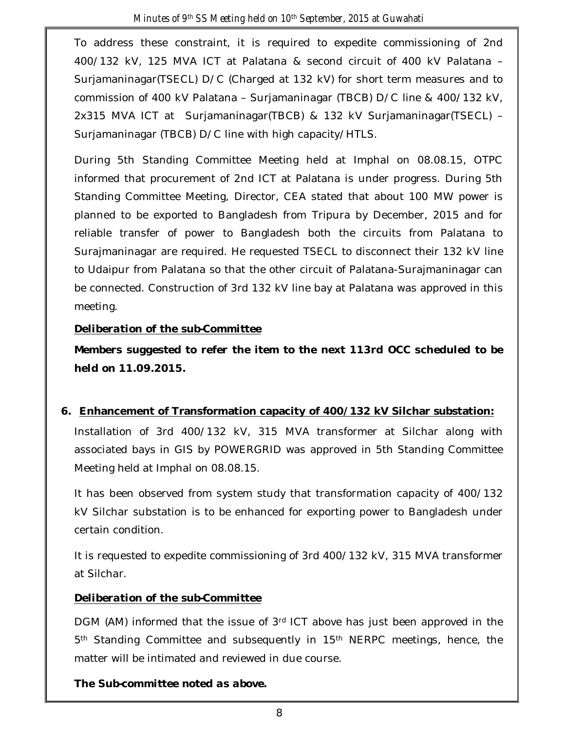To address these constraint, it is required to expedite commissioning of 2nd 400/132 kV, 125 MVA ICT at Palatana & second circuit of 400 kV Palatana – Surjamaninagar(TSECL) D/C (Charged at 132 kV) for short term measures and to commission of 400 kV Palatana – Surjamaninagar (TBCB) D/C line & 400/132 kV, 2x315 MVA ICT at Surjamaninagar(TBCB) & 132 kV Surjamaninagar(TSECL) – Surjamaninagar (TBCB) D/C line with high capacity/HTLS.

During 5th Standing Committee Meeting held at Imphal on 08.08.15, OTPC informed that procurement of 2nd ICT at Palatana is under progress. During 5th Standing Committee Meeting, Director, CEA stated that about 100 MW power is planned to be exported to Bangladesh from Tripura by December, 2015 and for reliable transfer of power to Bangladesh both the circuits from Palatana to Surajmaninagar are required. He requested TSECL to disconnect their 132 kV line to Udaipur from Palatana so that the other circuit of Palatana-Surajmaninagar can be connected. Construction of 3rd 132 kV line bay at Palatana was approved in this meeting.

***Deliberation of the sub-Committee***

**Members suggested to refer the item to the next 113rd OCC scheduled to be held on 11.09.2015.**

**6. Enhancement of Transformation capacity of 400/132 kV Silchar substation:**

Installation of 3rd 400/132 kV, 315 MVA transformer at Silchar along with associated bays in GIS by POWERGRID was approved in 5th Standing Committee Meeting held at Imphal on 08.08.15.

It has been observed from system study that transformation capacity of 400/132 kV Silchar substation is to be enhanced for exporting power to Bangladesh under certain condition.

It is requested to expedite commissioning of 3rd 400/132 kV, 315 MVA transformer at Silchar.

***Deliberation of the sub-Committee***

DGM (AM) informed that the issue of 3rd ICT above has just been approved in the 5th Standing Committee and subsequently in 15th NERPC meetings, hence, the matter will be intimated and reviewed in due course.

***The Sub-committee noted as above.***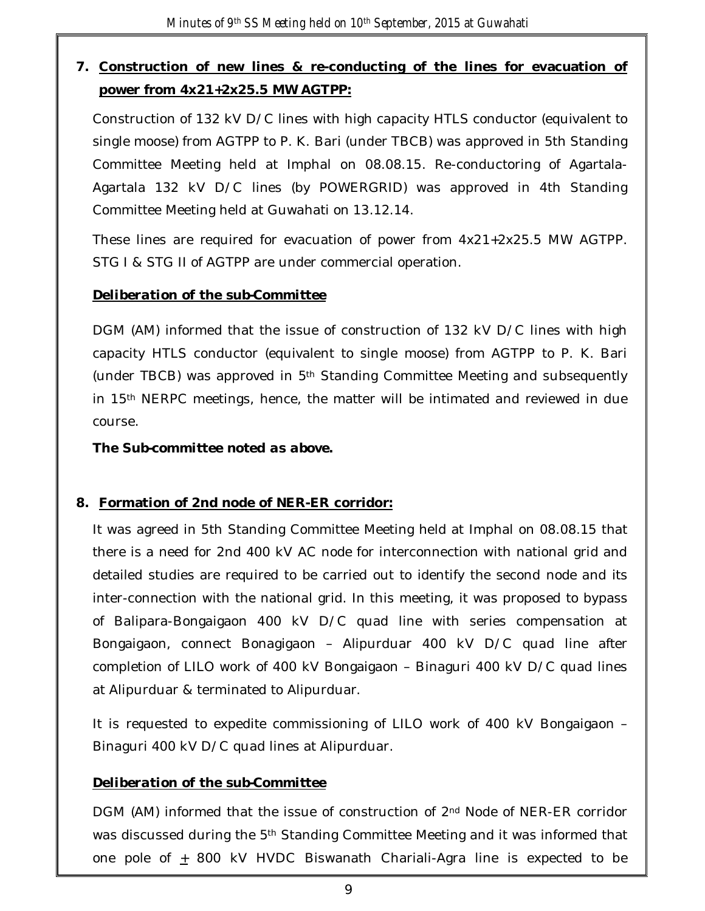## 7. Construction of new lines & re-conducting of the lines for evacuation of power from 4x21+2x25.5 MW AGTPP:

Construction of 132 kV D/C lines with high capacity HTLS conductor (equivalent to single moose) from AGTPP to P. K. Bari (under TBCB) was approved in 5th Standing Committee Meeting held at Imphal on 08.08.15. Re-conductoring of Agartala-Agartala 132 kV D/C lines (by POWERGRID) was approved in 4th Standing Committee Meeting held at Guwahati on 13.12.14.

These lines are required for evacuation of power from 4x21+2x25.5 MW AGTPP. STG I & STG II of AGTPP are under commercial operation.

***Deliberation of the sub-Committee***

DGM (AM) informed that the issue of construction of 132 kV D/C lines with high capacity HTLS conductor (equivalent to single moose) from AGTPP to P. K. Bari (under TBCB) was approved in 5th Standing Committee Meeting and subsequently in 15th NERPC meetings, hence, the matter will be intimated and reviewed in due course.

***The Sub-committee noted as above.***

## 8. Formation of 2nd node of NER-ER corridor:

It was agreed in 5th Standing Committee Meeting held at Imphal on 08.08.15 that there is a need for 2nd 400 kV AC node for interconnection with national grid and detailed studies are required to be carried out to identify the second node and its inter-connection with the national grid. In this meeting, it was proposed to bypass of Balipara-Bongaigaon 400 kV D/C quad line with series compensation at Bongaigaon, connect Bonagigaon – Alipurduar 400 kV D/C quad line after completion of LILO work of 400 kV Bongaigaon – Binaguri 400 kV D/C quad lines at Alipurduar & terminated to Alipurduar.

It is requested to expedite commissioning of LILO work of 400 kV Bongaigaon – Binaguri 400 kV D/C quad lines at Alipurduar.

***Deliberation of the sub-Committee***

DGM (AM) informed that the issue of construction of 2nd Node of NER-ER corridor was discussed during the 5th Standing Committee Meeting and it was informed that one pole of $\pm$ 800 kV HVDC Biswanath Chariali-Agra line is expected to be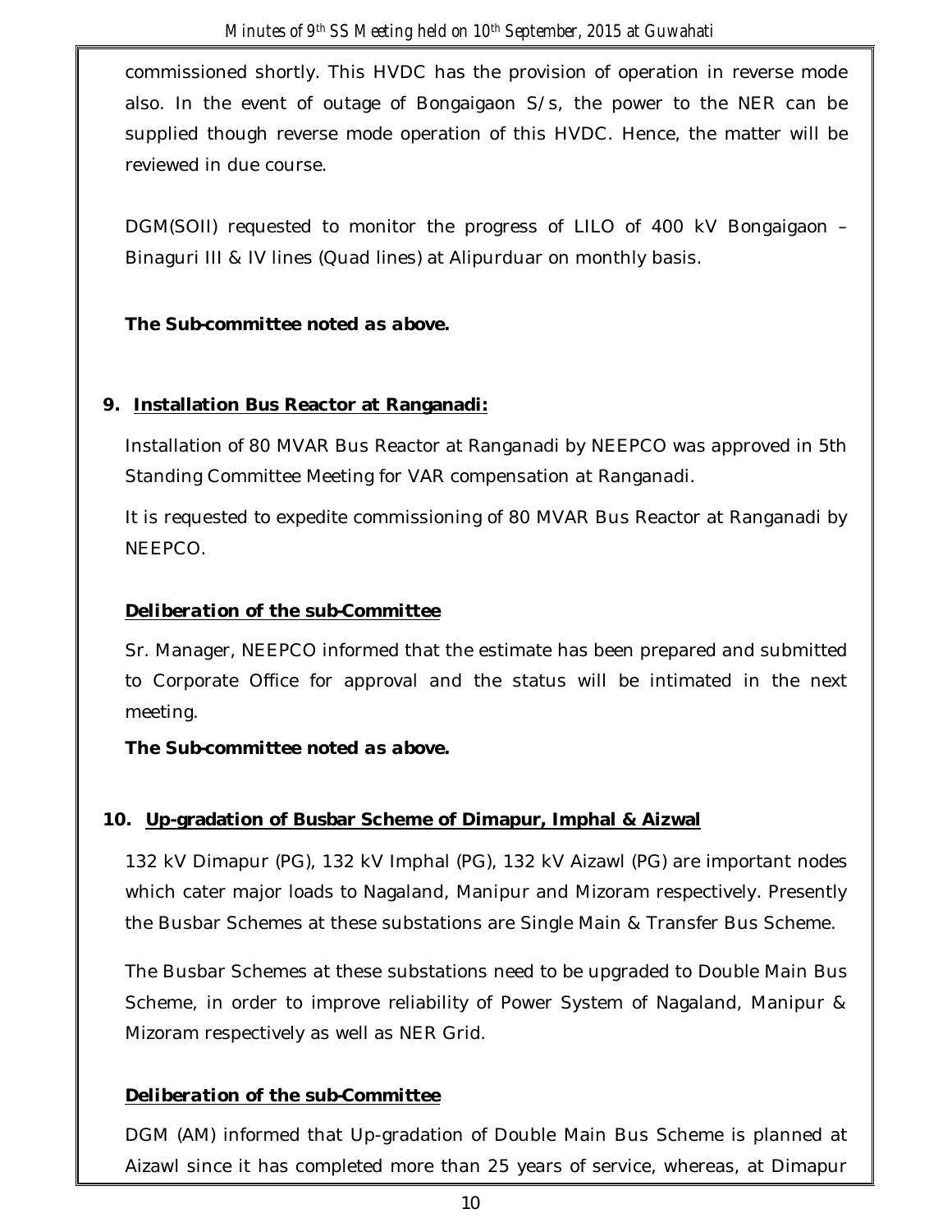commissioned shortly. This HVDC has the provision of operation in reverse mode also. In the event of outage of Bongaigaon S/s, the power to the NER can be supplied though reverse mode operation of this HVDC. Hence, the matter will be reviewed in due course.

DGM(SOII) requested to monitor the progress of LILO of 400 kV Bongaigaon – Binaguri III & IV lines (Quad lines) at Alipurduar on monthly basis.

***The Sub-committee noted as above.***

**9. Installation Bus Reactor at Ranganadi:**

Installation of 80 MVAR Bus Reactor at Ranganadi by NEEPCO was approved in 5th Standing Committee Meeting for VAR compensation at Ranganadi.

It is requested to expedite commissioning of 80 MVAR Bus Reactor at Ranganadi by NEEPCO.

***Deliberation of the sub-Committee***

Sr. Manager, NEEPCO informed that the estimate has been prepared and submitted to Corporate Office for approval and the status will be intimated in the next meeting.

***The Sub-committee noted as above.***

**10. Up-gradation of Busbar Scheme of Dimapur, Imphal & Aizwal**

132 kV Dimapur (PG), 132 kV Imphal (PG), 132 kV Aizawl (PG) are important nodes which cater major loads to Nagaland, Manipur and Mizoram respectively. Presently the Busbar Schemes at these substations are Single Main & Transfer Bus Scheme.

The Busbar Schemes at these substations need to be upgraded to Double Main Bus Scheme, in order to improve reliability of Power System of Nagaland, Manipur & Mizoram respectively as well as NER Grid.

***Deliberation of the sub-Committee***

DGM (AM) informed that Up-gradation of Double Main Bus Scheme is planned at Aizawl since it has completed more than 25 years of service, whereas, at Dimapur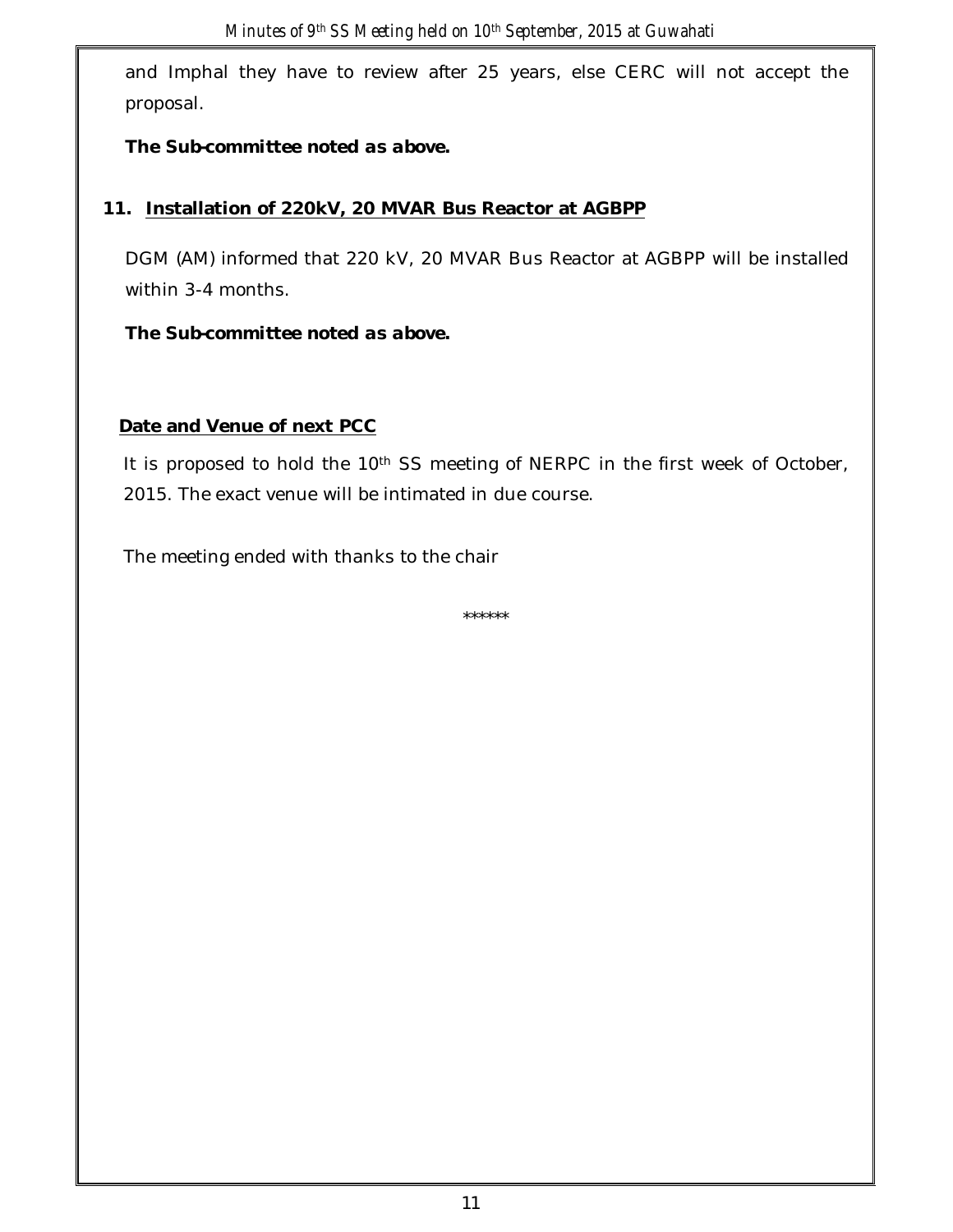and Imphal they have to review after 25 years, else CERC will not accept the proposal.

***The Sub-committee noted as above.***

## 11. Installation of 220kV, 20 MVAR Bus Reactor at AGBPP

DGM (AM) informed that 220 kV, 20 MVAR Bus Reactor at AGBPP will be installed within 3-4 months.

***The Sub-committee noted as above.***

## Date and Venue of next PCC

It is proposed to hold the 10th SS meeting of NERPC in the first week of October, 2015. The exact venue will be intimated in due course.

The meeting ended with thanks to the chair

******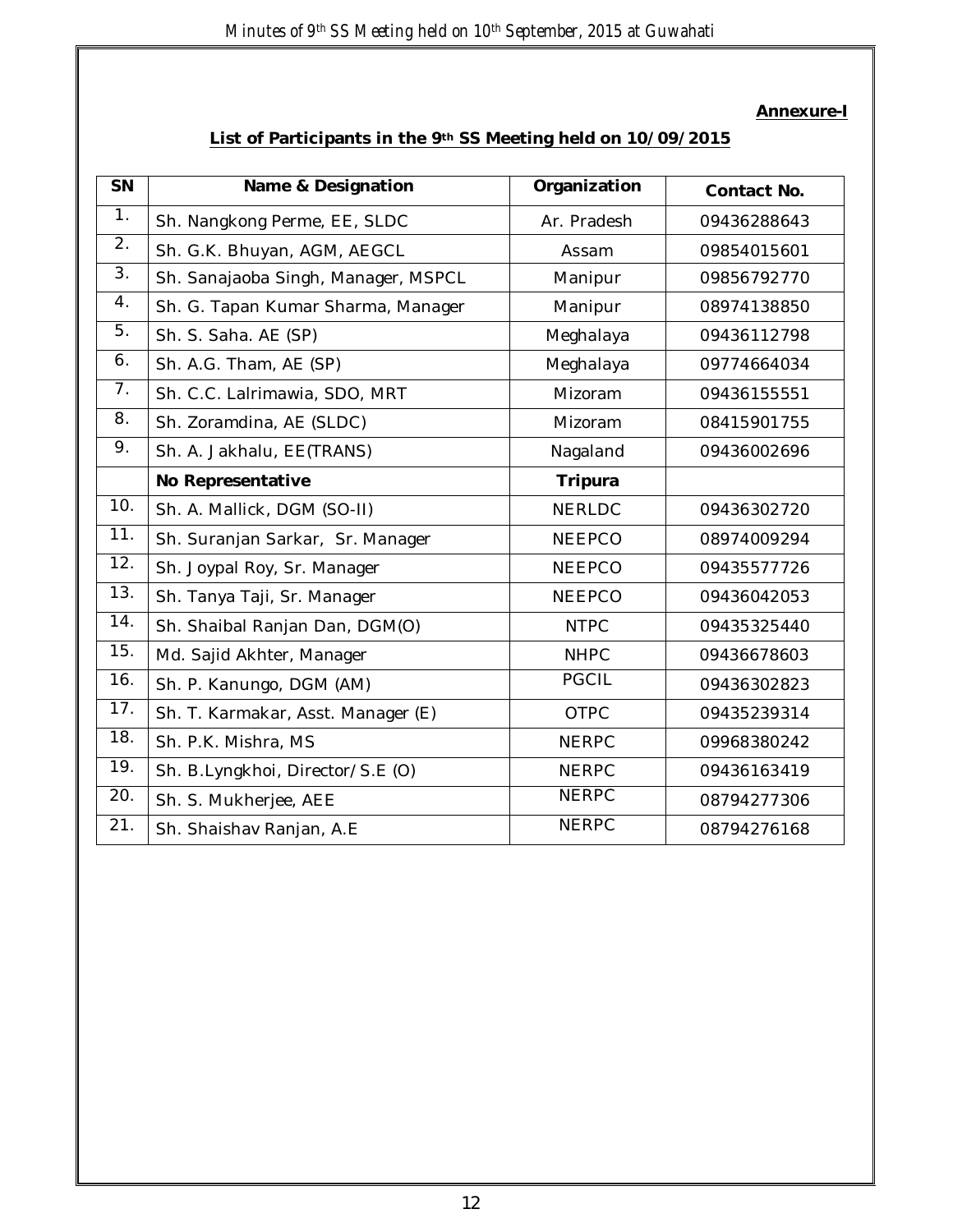**Annexure-I**

**List of Participants in the 9th SS Meeting held on 10/09/2015**

| SN | Name & Designation | Organization | Contact No. |
|---|---|---|---|
| 1. | Sh. Nangkong Perme, EE, SLDC | Ar. Pradesh | 09436288643 |
| 2. | Sh. G.K. Bhuyan, AGM, AEGCL | Assam | 09854015601 |
| 3. | Sh. Sanajaoba Singh, Manager, MSPCL | Manipur | 09856792770 |
| 4. | Sh. G. Tapan Kumar Sharma, Manager | Manipur | 08974138850 |
| 5. | Sh. S. Saha. AE (SP) | Meghalaya | 09436112798 |
| 6. | Sh. A.G. Tham, AE (SP) | Meghalaya | 09774664034 |
| 7. | Sh. C.C. Lalrimawia, SDO, MRT | Mizoram | 09436155551 |
| 8. | Sh. Zoramdina, AE (SLDC) | Mizoram | 08415901755 |
| 9. | Sh. A. Jakhalu, EE(TRANS) | Nagaland | 09436002696 |
| | **No Representative** | **Tripura** | |
| 10. | Sh. A. Mallick, DGM (SO-II) | NERLDC | 09436302720 |
| 11. | Sh. Suranjan Sarkar, Sr. Manager | NEEPCO | 08974009294 |
| 12. | Sh. Joypal Roy, Sr. Manager | NEEPCO | 09435577726 |
| 13. | Sh. Tanya Taji, Sr. Manager | NEEPCO | 09436042053 |
| 14. | Sh. Shaibal Ranjan Dan, DGM(O) | NTPC | 09435325440 |
| 15. | Md. Sajid Akhter, Manager | NHPC | 09436678603 |
| 16. | Sh. P. Kanungo, DGM (AM) | PGCIL | 09436302823 |
| 17. | Sh. T. Karmakar, Asst. Manager (E) | OTPC | 09435239314 |
| 18. | Sh. P.K. Mishra, MS | NERPC | 09968380242 |
| 19. | Sh. B.Lyngkhoi, Director/S.E (O) | NERPC | 09436163419 |
| 20. | Sh. S. Mukherjee, AEE | NERPC | 08794277306 |
| 21. | Sh. Shaishav Ranjan, A.E | NERPC | 08794276168 |